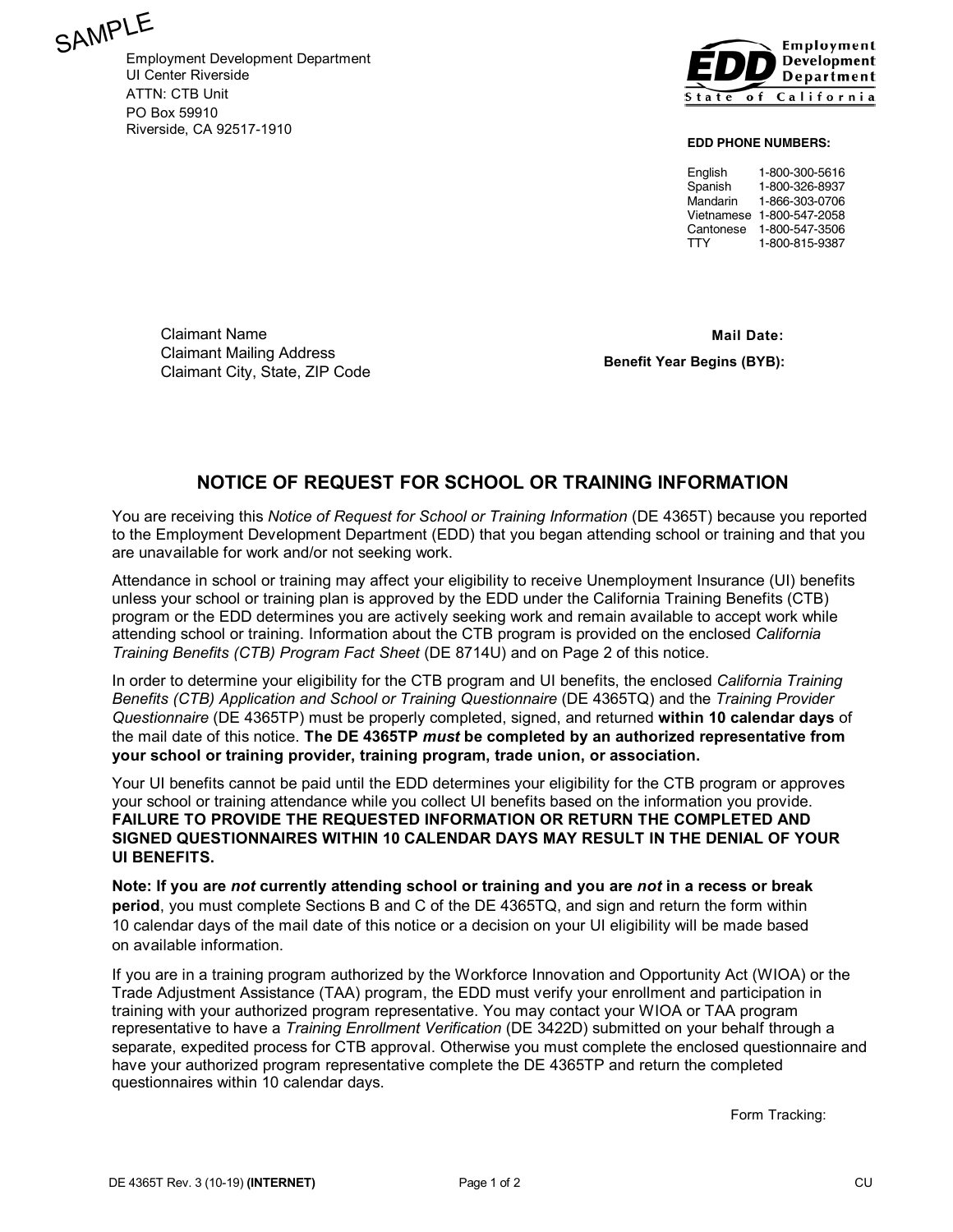SAMPLE

Employment Development Department
UI Center Riverside
ATTN: CTB Unit
PO Box 59910
Riverside, CA 92517-1910

**Employment Development Department**
**State of California**

**EDD PHONE NUMBERS:**

| | |
|---|---|
| English | 1-800-300-5616 |
| Spanish | 1-800-326-8937 |
| Mandarin | 1-866-303-0706 |
| Vietnamese | 1-800-547-2058 |
| Cantonese | 1-800-547-3506 |
| TTY | 1-800-815-9387 |

Claimant Name
Claimant Mailing Address
Claimant City, State, ZIP Code

**Mail Date:**
**Benefit Year Begins (BYB):**

## NOTICE OF REQUEST FOR SCHOOL OR TRAINING INFORMATION

You are receiving this *Notice of Request for School or Training Information* (DE 4365T) because you reported to the Employment Development Department (EDD) that you began attending school or training and that you are unavailable for work and/or not seeking work.

Attendance in school or training may affect your eligibility to receive Unemployment Insurance (UI) benefits unless your school or training plan is approved by the EDD under the California Training Benefits (CTB) program or the EDD determines you are actively seeking work and remain available to accept work while attending school or training. Information about the CTB program is provided on the enclosed *California Training Benefits (CTB) Program Fact Sheet* (DE 8714U) and on Page 2 of this notice.

In order to determine your eligibility for the CTB program and UI benefits, the enclosed *California Training Benefits (CTB) Application and School or Training Questionnaire* (DE 4365TQ) and the *Training Provider Questionnaire* (DE 4365TP) must be properly completed, signed, and returned **within 10 calendar days** of the mail date of this notice. **The DE 4365TP *must* be completed by an authorized representative from your school or training provider, training program, trade union, or association.**

Your UI benefits cannot be paid until the EDD determines your eligibility for the CTB program or approves your school or training attendance while you collect UI benefits based on the information you provide. **FAILURE TO PROVIDE THE REQUESTED INFORMATION OR RETURN THE COMPLETED AND SIGNED QUESTIONNAIRES WITHIN 10 CALENDAR DAYS MAY RESULT IN THE DENIAL OF YOUR UI BENEFITS.**

**Note: If you are *not* currently attending school or training and you are *not* in a recess or break period**, you must complete Sections B and C of the DE 4365TQ, and sign and return the form within 10 calendar days of the mail date of this notice or a decision on your UI eligibility will be made based on available information.

If you are in a training program authorized by the Workforce Innovation and Opportunity Act (WIOA) or the Trade Adjustment Assistance (TAA) program, the EDD must verify your enrollment and participation in training with your authorized program representative. You may contact your WIOA or TAA program representative to have a *Training Enrollment Verification* (DE 3422D) submitted on your behalf through a separate, expedited process for CTB approval. Otherwise you must complete the enclosed questionnaire and have your authorized program representative complete the DE 4365TP and return the completed questionnaires within 10 calendar days.

Form Tracking:

DE 4365T Rev. 3 (10-19) **(INTERNET)** CU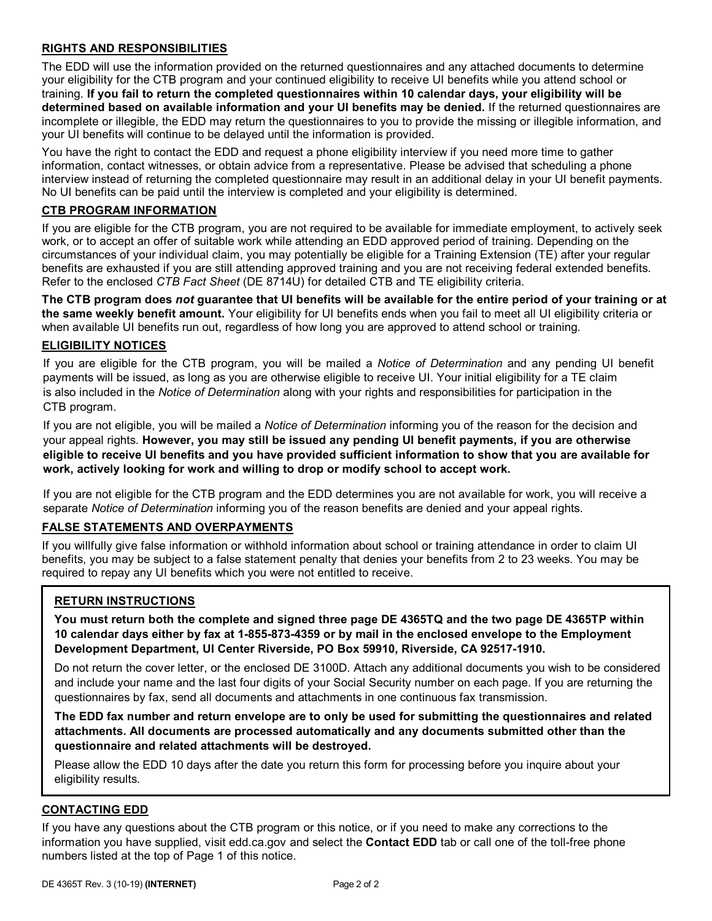## RIGHTS AND RESPONSIBILITIES

The EDD will use the information provided on the returned questionnaires and any attached documents to determine your eligibility for the CTB program and your continued eligibility to receive UI benefits while you attend school or training. **If you fail to return the completed questionnaires within 10 calendar days, your eligibility will be determined based on available information and your UI benefits may be denied.** If the returned questionnaires are incomplete or illegible, the EDD may return the questionnaires to you to provide the missing or illegible information, and your UI benefits will continue to be delayed until the information is provided.

You have the right to contact the EDD and request a phone eligibility interview if you need more time to gather information, contact witnesses, or obtain advice from a representative. Please be advised that scheduling a phone interview instead of returning the completed questionnaire may result in an additional delay in your UI benefit payments. No UI benefits can be paid until the interview is completed and your eligibility is determined.

## CTB PROGRAM INFORMATION

If you are eligible for the CTB program, you are not required to be available for immediate employment, to actively seek work, or to accept an offer of suitable work while attending an EDD approved period of training. Depending on the circumstances of your individual claim, you may potentially be eligible for a Training Extension (TE) after your regular benefits are exhausted if you are still attending approved training and you are not receiving federal extended benefits. Refer to the enclosed *CTB Fact Sheet* (DE 8714U) for detailed CTB and TE eligibility criteria.

**The CTB program does *not* guarantee that UI benefits will be available for the entire period of your training or at the same weekly benefit amount.** Your eligibility for UI benefits ends when you fail to meet all UI eligibility criteria or when available UI benefits run out, regardless of how long you are approved to attend school or training.

## ELIGIBILITY NOTICES

If you are eligible for the CTB program, you will be mailed a *Notice of Determination* and any pending UI benefit payments will be issued, as long as you are otherwise eligible to receive UI. Your initial eligibility for a TE claim is also included in the *Notice of Determination* along with your rights and responsibilities for participation in the CTB program.

If you are not eligible, you will be mailed a *Notice of Determination* informing you of the reason for the decision and your appeal rights. **However, you may still be issued any pending UI benefit payments, if you are otherwise eligible to receive UI benefits and you have provided sufficient information to show that you are available for work, actively looking for work and willing to drop or modify school to accept work.**

If you are not eligible for the CTB program and the EDD determines you are not available for work, you will receive a separate *Notice of Determination* informing you of the reason benefits are denied and your appeal rights.

## FALSE STATEMENTS AND OVERPAYMENTS

If you willfully give false information or withhold information about school or training attendance in order to claim UI benefits, you may be subject to a false statement penalty that denies your benefits from 2 to 23 weeks. You may be required to repay any UI benefits which you were not entitled to receive.

## RETURN INSTRUCTIONS

**You must return both the complete and signed three page DE 4365TQ and the two page DE 4365TP within 10 calendar days either by fax at 1-855-873-4359 or by mail in the enclosed envelope to the Employment Development Department, UI Center Riverside, PO Box 59910, Riverside, CA 92517-1910.**

Do not return the cover letter, or the enclosed DE 3100D. Attach any additional documents you wish to be considered and include your name and the last four digits of your Social Security number on each page. If you are returning the questionnaires by fax, send all documents and attachments in one continuous fax transmission.

**The EDD fax number and return envelope are to only be used for submitting the questionnaires and related attachments. All documents are processed automatically and any documents submitted other than the questionnaire and related attachments will be destroyed.**

Please allow the EDD 10 days after the date you return this form for processing before you inquire about your eligibility results.

## CONTACTING EDD

If you have any questions about the CTB program or this notice, or if you need to make any corrections to the information you have supplied, visit edd.ca.gov and select the **Contact EDD** tab or call one of the toll-free phone numbers listed at the top of Page 1 of this notice.

DE 4365T Rev. 3 (10-19) **(INTERNET)**